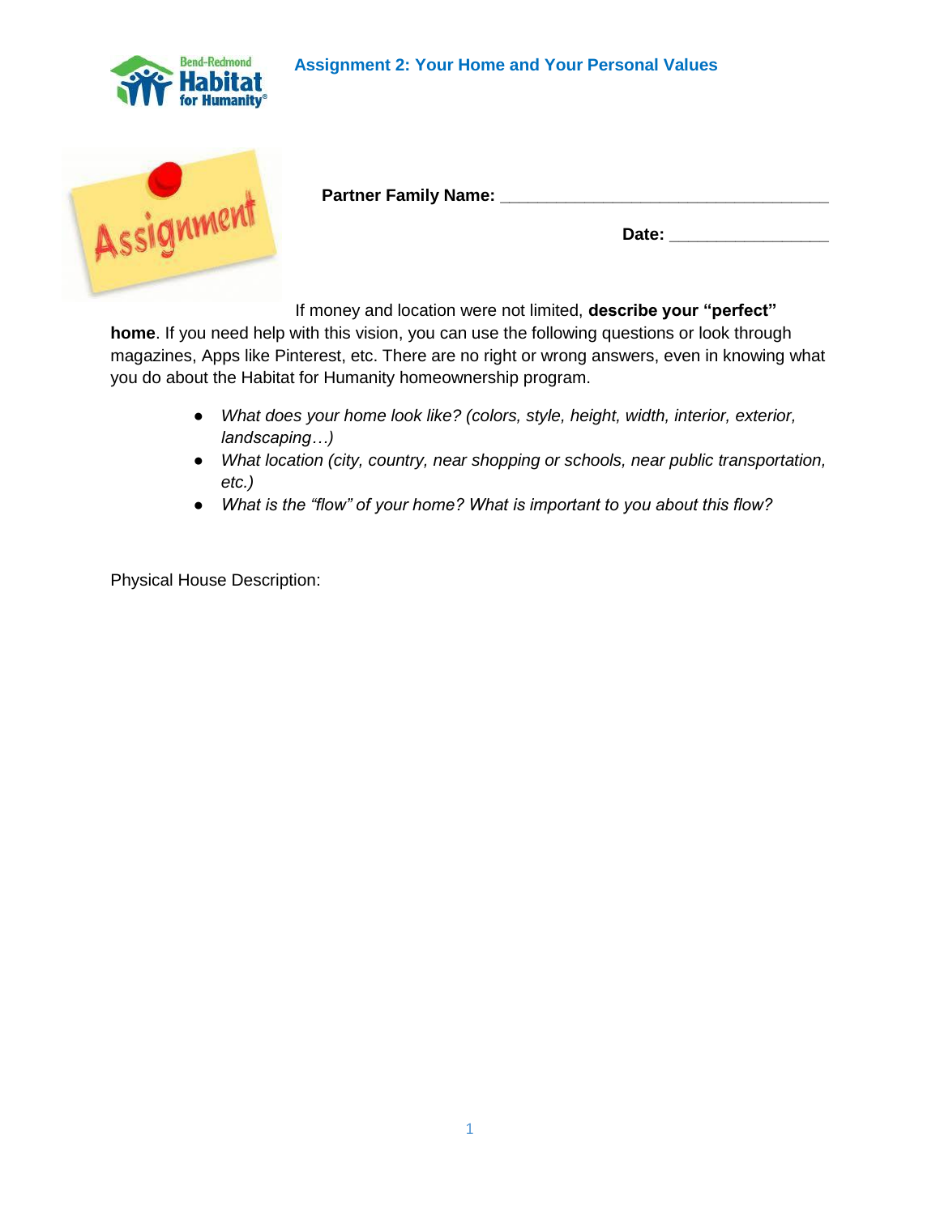# Assignment 2: Your Home and Your Personal Values

**Partner Family Name:** ___________________________________

**Date:** _________________

If money and location were not limited, **describe your "perfect" home**. If you need help with this vision, you can use the following questions or look through magazines, Apps like Pinterest, etc. There are no right or wrong answers, even in knowing what you do about the Habitat for Humanity homeownership program.

- *What does your home look like? (colors, style, height, width, interior, exterior, landscaping…)*
- *What location (city, country, near shopping or schools, near public transportation, etc.)*
- *What is the "flow" of your home? What is important to you about this flow?*

Physical House Description: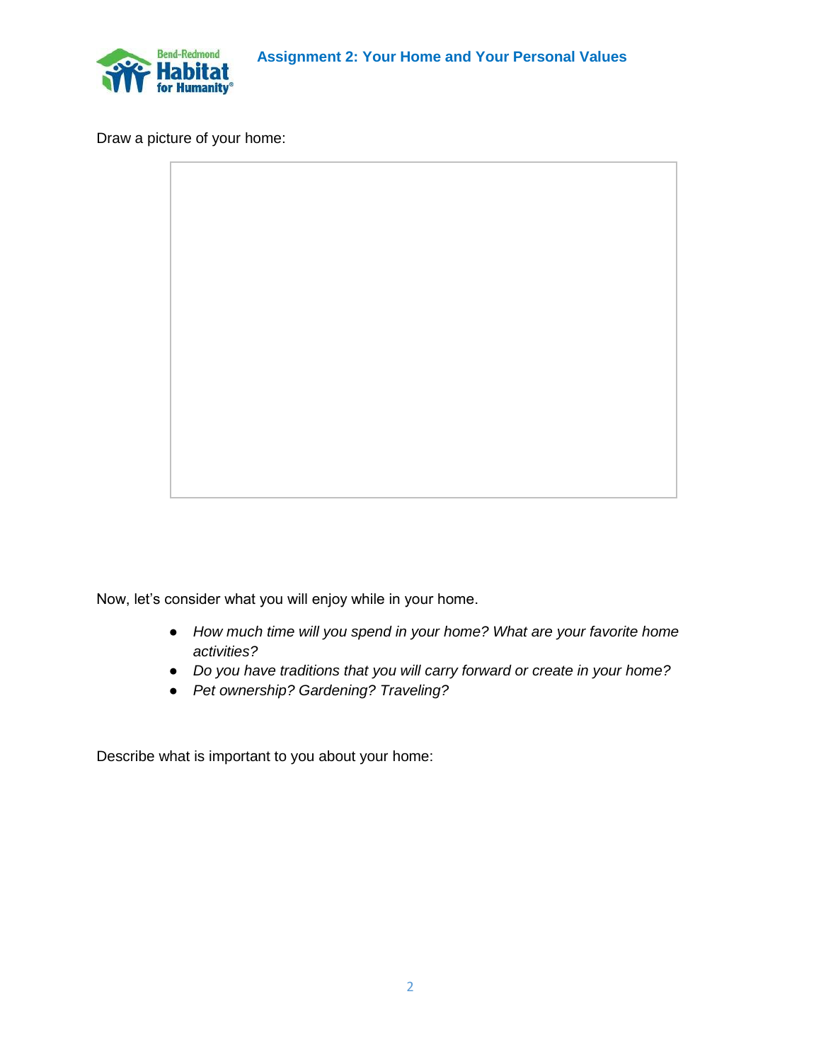## Assignment 2: Your Home and Your Personal Values

Draw a picture of your home:

Now, let's consider what you will enjoy while in your home.

- *How much time will you spend in your home? What are your favorite home activities?*
- *Do you have traditions that you will carry forward or create in your home?*
- *Pet ownership? Gardening? Traveling?*

Describe what is important to you about your home: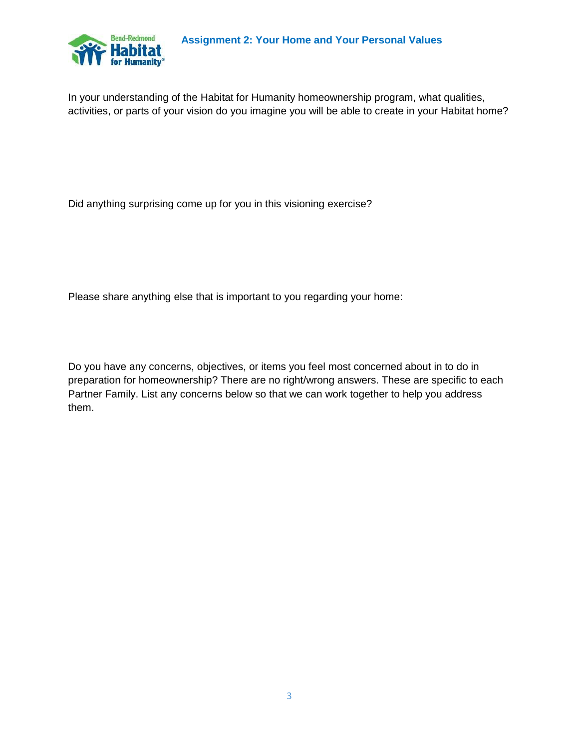## Assignment 2: Your Home and Your Personal Values

In your understanding of the Habitat for Humanity homeownership program, what qualities, activities, or parts of your vision do you imagine you will be able to create in your Habitat home?

Did anything surprising come up for you in this visioning exercise?

Please share anything else that is important to you regarding your home:

Do you have any concerns, objectives, or items you feel most concerned about in to do in preparation for homeownership? There are no right/wrong answers. These are specific to each Partner Family. List any concerns below so that we can work together to help you address them.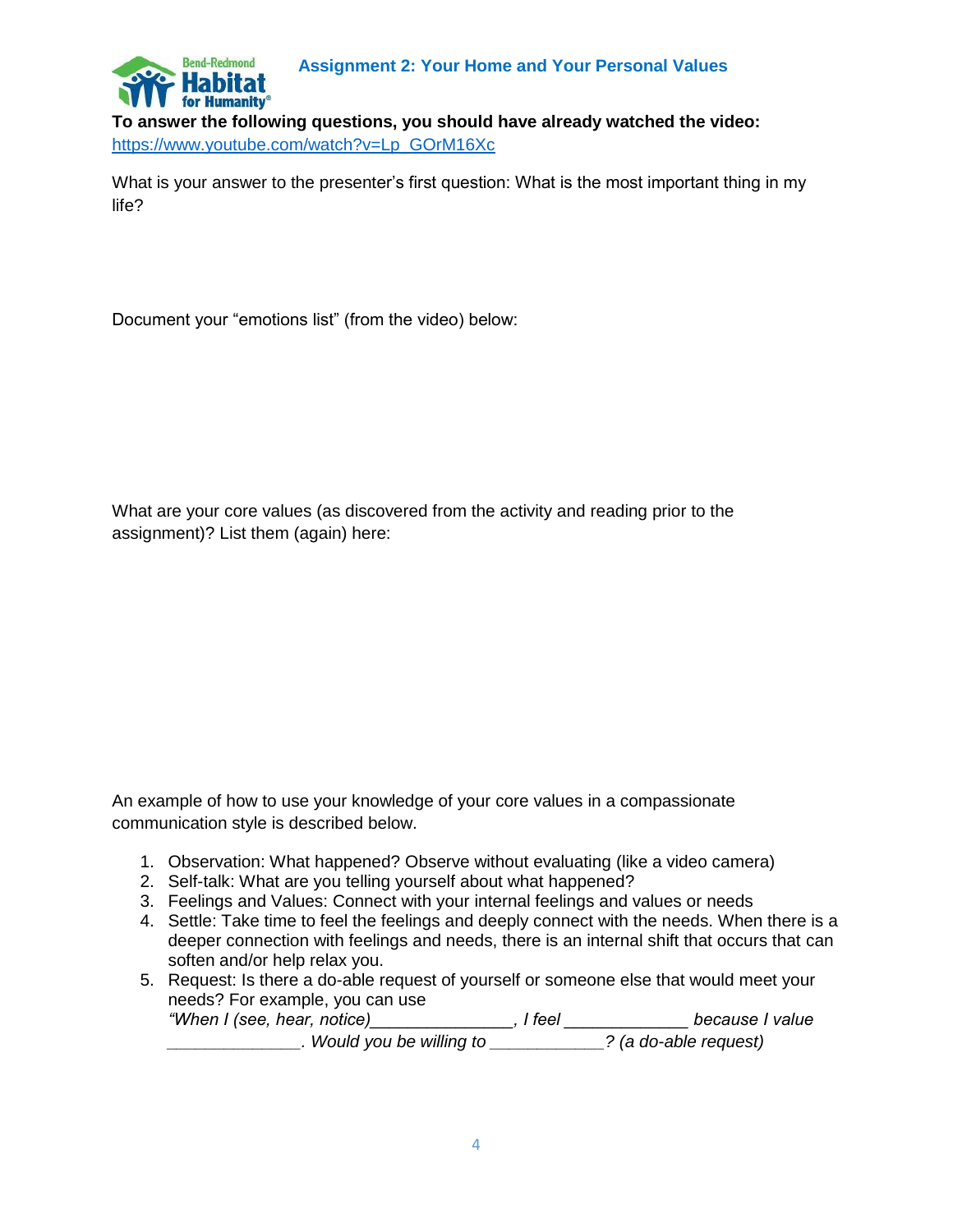Bend-Redmond Habitat for Humanity®

## Assignment 2: Your Home and Your Personal Values

**To answer the following questions, you should have already watched the video:** https://www.youtube.com/watch?v=Lp_GOrM16Xc

What is your answer to the presenter's first question: What is the most important thing in my life?

Document your "emotions list" (from the video) below:

What are your core values (as discovered from the activity and reading prior to the assignment)? List them (again) here:

An example of how to use your knowledge of your core values in a compassionate communication style is described below.

1. Observation: What happened? Observe without evaluating (like a video camera)
2. Self-talk: What are you telling yourself about what happened?
3. Feelings and Values: Connect with your internal feelings and values or needs
4. Settle: Take time to feel the feelings and deeply connect with the needs. When there is a deeper connection with feelings and needs, there is an internal shift that occurs that can soften and/or help relax you.
5. Request: Is there a do-able request of yourself or someone else that would meet your needs? For example, you can use *"When I (see, hear, notice)_______________, I feel _____________ because I value ______________. Would you be willing to ____________? (a do-able request)*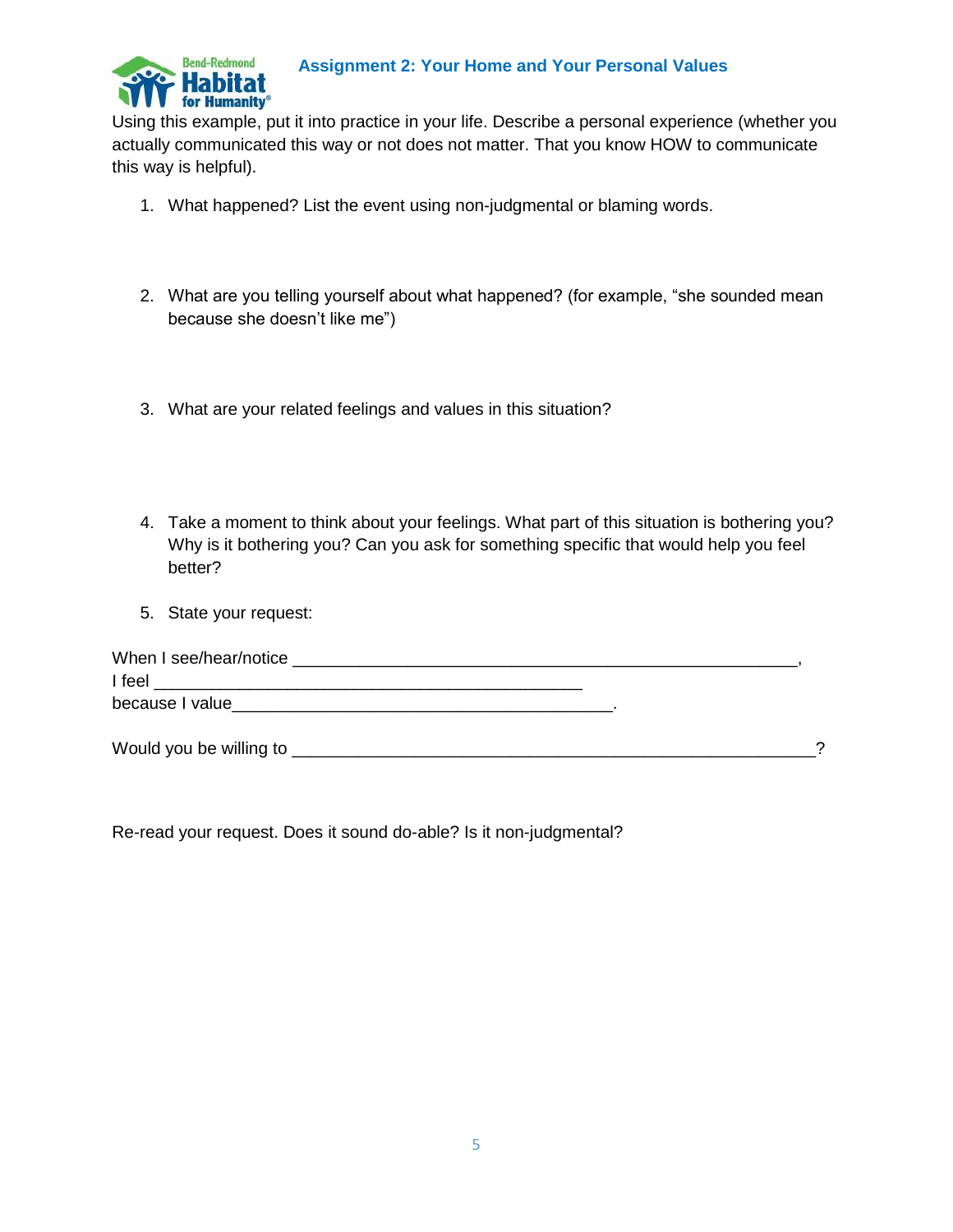## Assignment 2: Your Home and Your Personal Values

Using this example, put it into practice in your life. Describe a personal experience (whether you actually communicated this way or not does not matter. That you know HOW to communicate this way is helpful).

1. What happened? List the event using non-judgmental or blaming words.

2. What are you telling yourself about what happened? (for example, "she sounded mean because she doesn't like me")

3. What are your related feelings and values in this situation?

4. Take a moment to think about your feelings. What part of this situation is bothering you? Why is it bothering you? Can you ask for something specific that would help you feel better?

5. State your request:

When I see/hear/notice ________________________________________________________,
I feel ________________________________________________
because I value__________________________________________.

Would you be willing to __________________________________________________________?

Re-read your request. Does it sound do-able? Is it non-judgmental?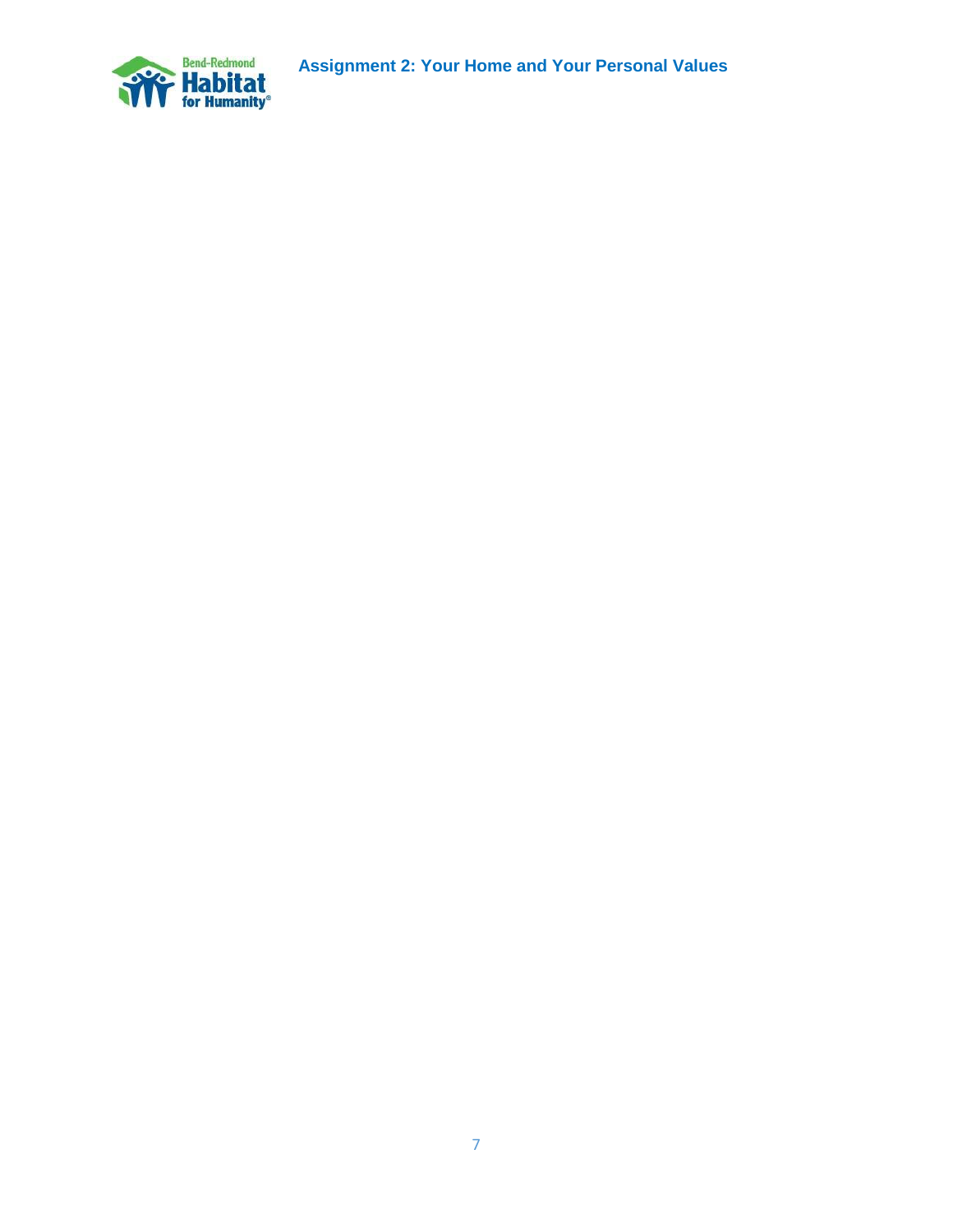# Assignment 2: Your Home and Your Personal Values